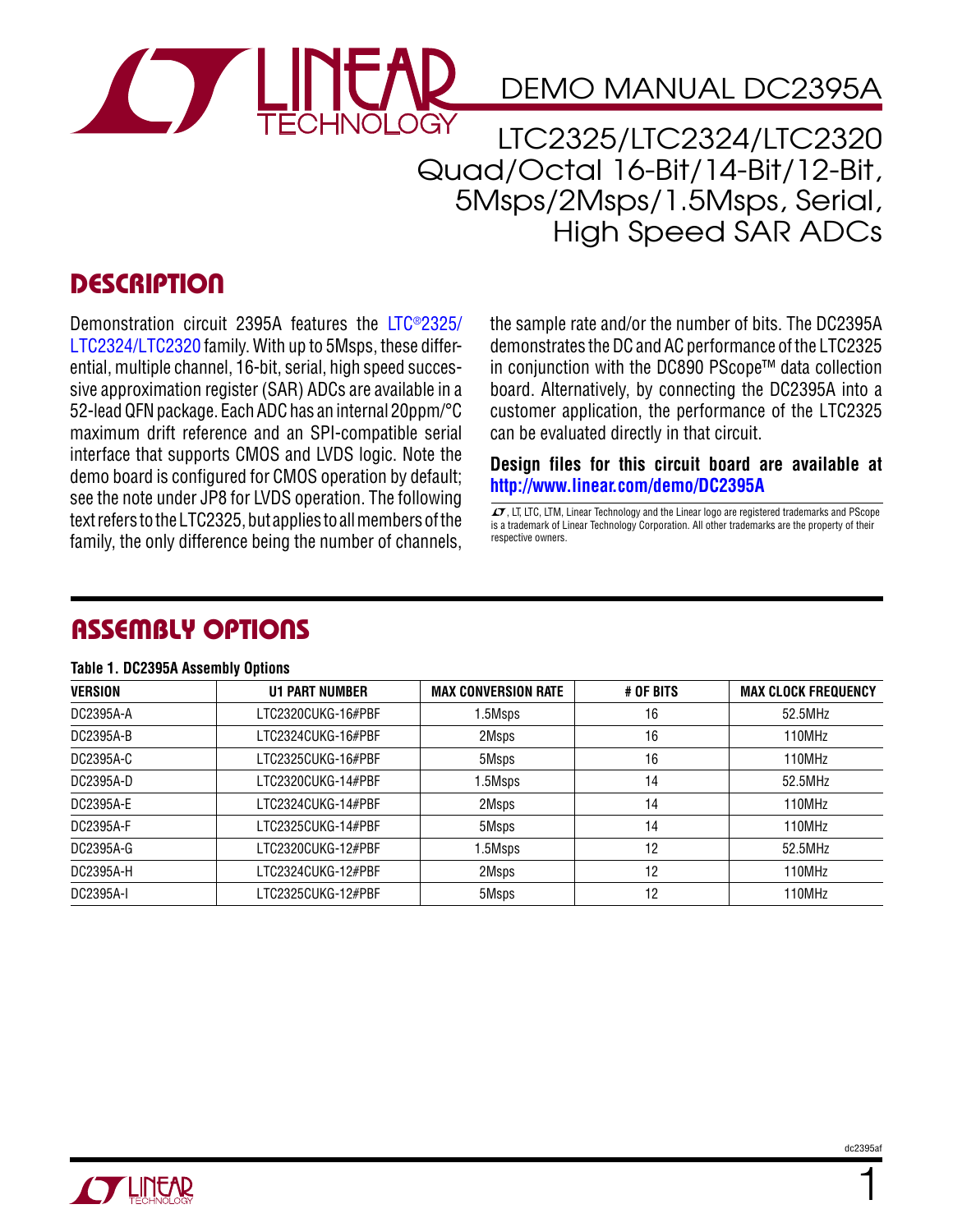# DEMO MANUAL DC2395A

## LTC2325/LTC2324/LTC2320 Quad/Octal 16-Bit/14-Bit/12-Bit, 5Msps/2Msps/1.5Msps, Serial, High Speed SAR ADCs

## DESCRIPTION

Demonstration circuit 2395A features the LTC®2325/LTC2324/LTC2320 family. With up to 5Msps, these differential, multiple channel, 16-bit, serial, high speed successive approximation register (SAR) ADCs are available in a 52-lead QFN package. Each ADC has an internal 20ppm/°C maximum drift reference and an SPI-compatible serial interface that supports CMOS and LVDS logic. Note the demo board is configured for CMOS operation by default; see the note under JP8 for LVDS operation. The following text refers to the LTC2325, but applies to all members of the family, the only difference being the number of channels, the sample rate and/or the number of bits. The DC2395A demonstrates the DC and AC performance of the LTC2325 in conjunction with the DC890 PScope™ data collection board. Alternatively, by connecting the DC2395A into a customer application, the performance of the LTC2325 can be evaluated directly in that circuit.

**Design files for this circuit board are available at http://www.linear.com/demo/DC2395A**

LT, LTC, LTM, Linear Technology and the Linear logo are registered trademarks and PScope is a trademark of Linear Technology Corporation. All other trademarks are the property of their respective owners.

## ASSEMBLY OPTIONS

**Table 1. DC2395A Assembly Options**

| VERSION | U1 PART NUMBER | MAX CONVERSION RATE | # OF BITS | MAX CLOCK FREQUENCY |
|---|---|---|---|---|
| DC2395A-A | LTC2320CUKG-16#PBF | 1.5Msps | 16 | 52.5MHz |
| DC2395A-B | LTC2324CUKG-16#PBF | 2Msps | 16 | 110MHz |
| DC2395A-C | LTC2325CUKG-16#PBF | 5Msps | 16 | 110MHz |
| DC2395A-D | LTC2320CUKG-14#PBF | 1.5Msps | 14 | 52.5MHz |
| DC2395A-E | LTC2324CUKG-14#PBF | 2Msps | 14 | 110MHz |
| DC2395A-F | LTC2325CUKG-14#PBF | 5Msps | 14 | 110MHz |
| DC2395A-G | LTC2320CUKG-12#PBF | 1.5Msps | 12 | 52.5MHz |
| DC2395A-H | LTC2324CUKG-12#PBF | 2Msps | 12 | 110MHz |
| DC2395A-I | LTC2325CUKG-12#PBF | 5Msps | 12 | 110MHz |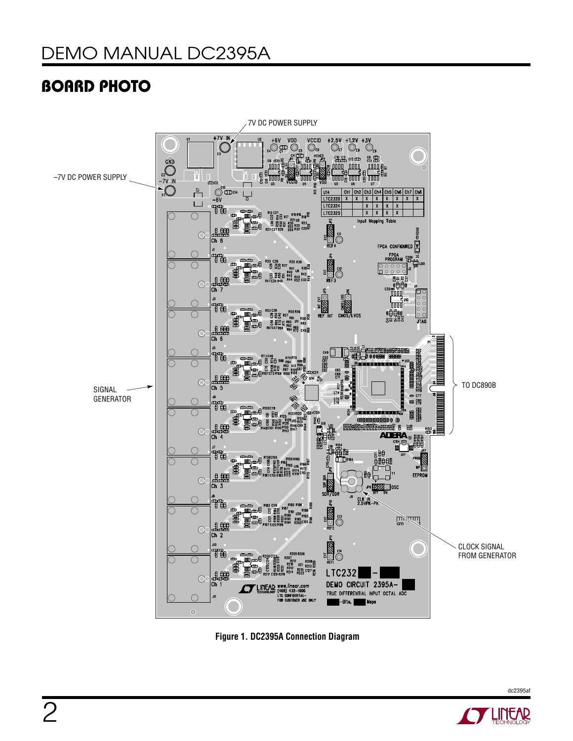## BOARD PHOTO

Figure 1. DC2395A Connection Diagram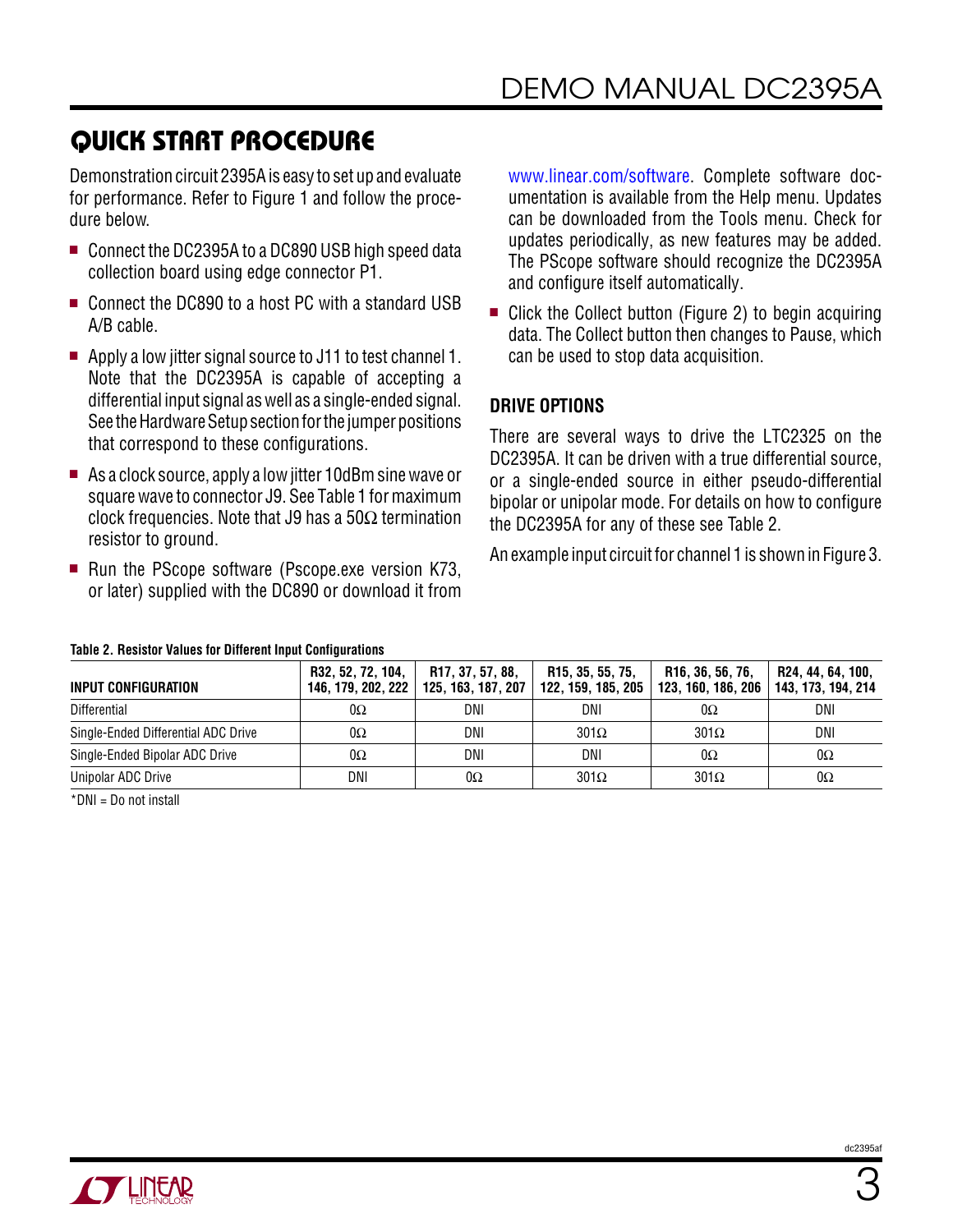## QUICK START PROCEDURE

Demonstration circuit 2395A is easy to set up and evaluate for performance. Refer to Figure 1 and follow the procedure below.

- Connect the DC2395A to a DC890 USB high speed data collection board using edge connector P1.
- Connect the DC890 to a host PC with a standard USB A/B cable.
- Apply a low jitter signal source to J11 to test channel 1. Note that the DC2395A is capable of accepting a differential input signal as well as a single-ended signal. See the Hardware Setup section for the jumper positions that correspond to these configurations.
- As a clock source, apply a low jitter 10dBm sine wave or square wave to connector J9. See Table 1 for maximum clock frequencies. Note that J9 has a 50Ω termination resistor to ground.
- Run the PScope software (Pscope.exe version K73, or later) supplied with the DC890 or download it from www.linear.com/software. Complete software documentation is available from the Help menu. Updates can be downloaded from the Tools menu. Check for updates periodically, as new features may be added. The PScope software should recognize the DC2395A and configure itself automatically.
- Click the Collect button (Figure 2) to begin acquiring data. The Collect button then changes to Pause, which can be used to stop data acquisition.

### DRIVE OPTIONS

There are several ways to drive the LTC2325 on the DC2395A. It can be driven with a true differential source, or a single-ended source in either pseudo-differential bipolar or unipolar mode. For details on how to configure the DC2395A for any of these see Table 2.

An example input circuit for channel 1 is shown in Figure 3.

**Table 2. Resistor Values for Different Input Configurations**

| INPUT CONFIGURATION | R32, 52, 72, 104, 146, 179, 202, 222 | R17, 37, 57, 88, 125, 163, 187, 207 | R15, 35, 55, 75, 122, 159, 185, 205 | R16, 36, 56, 76, 123, 160, 186, 206 | R24, 44, 64, 100, 143, 173, 194, 214 |
|---|---|---|---|---|---|
| Differential | 0Ω | DNI | DNI | 0Ω | DNI |
| Single-Ended Differential ADC Drive | 0Ω | DNI | 301Ω | 301Ω | DNI |
| Single-Ended Bipolar ADC Drive | 0Ω | DNI | DNI | 0Ω | 0Ω |
| Unipolar ADC Drive | DNI | 0Ω | 301Ω | 301Ω | 0Ω |

*DNI = Do not install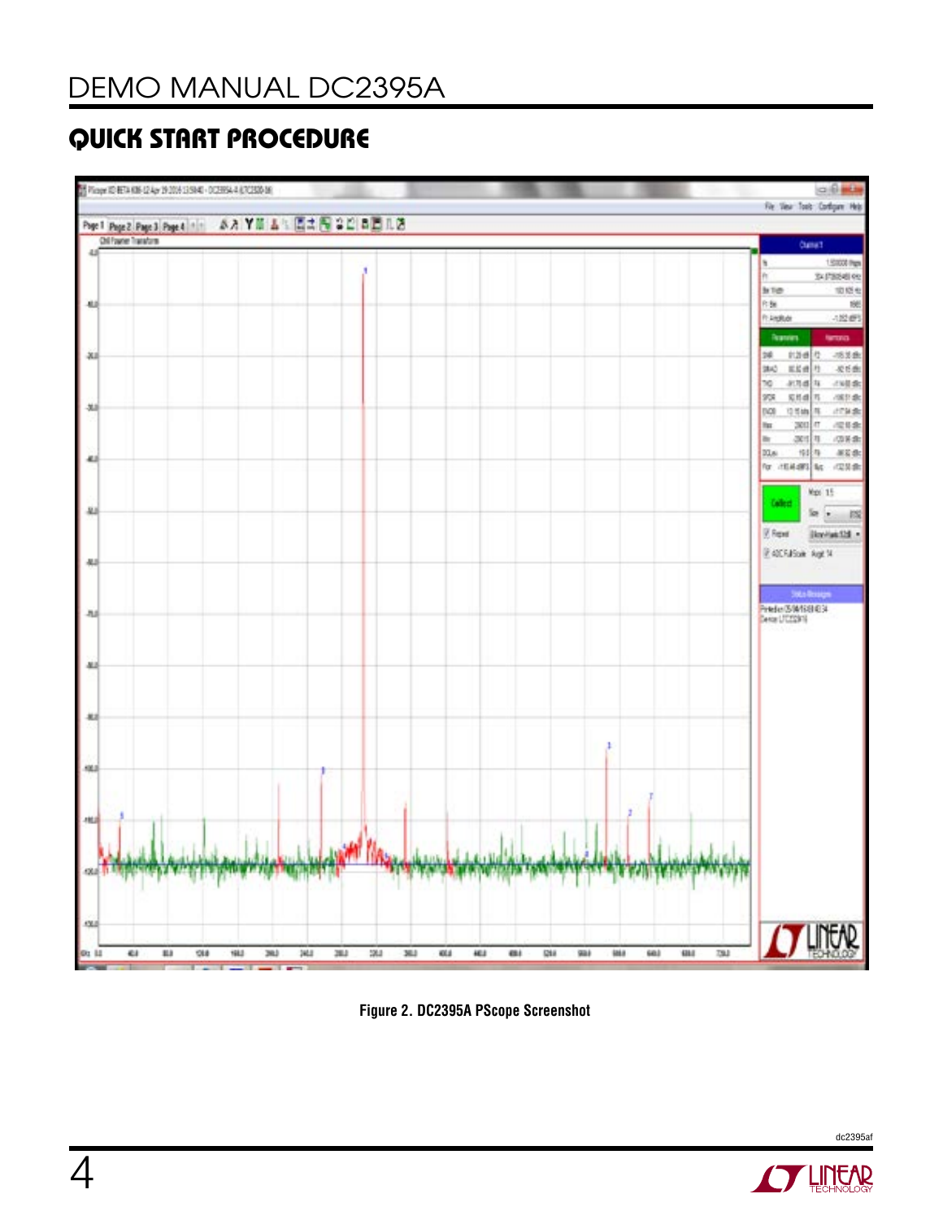## QUICK START PROCEDURE

Figure 2. DC2395A PScope Screenshot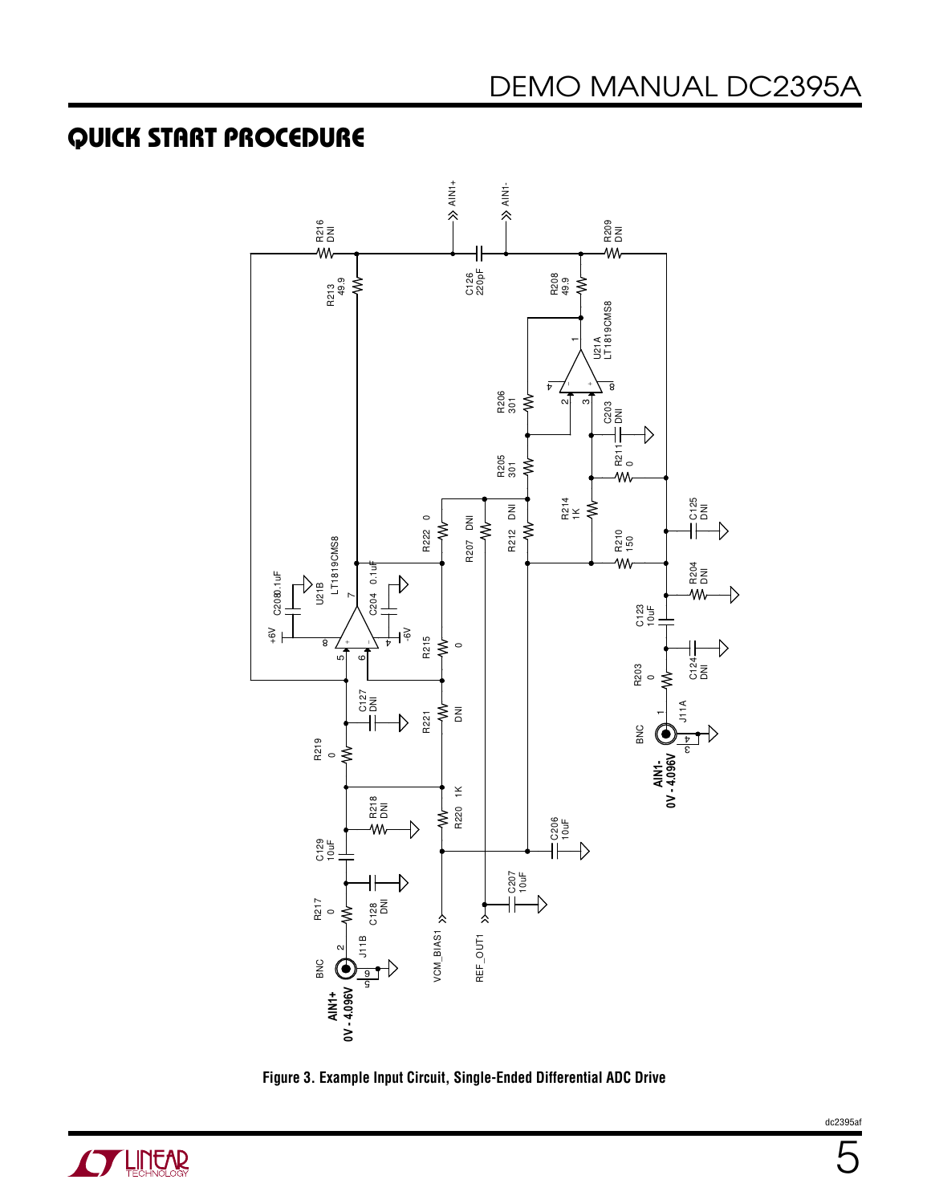## QUICK START PROCEDURE

Figure 3. Example Input Circuit, Single-Ended Differential ADC Drive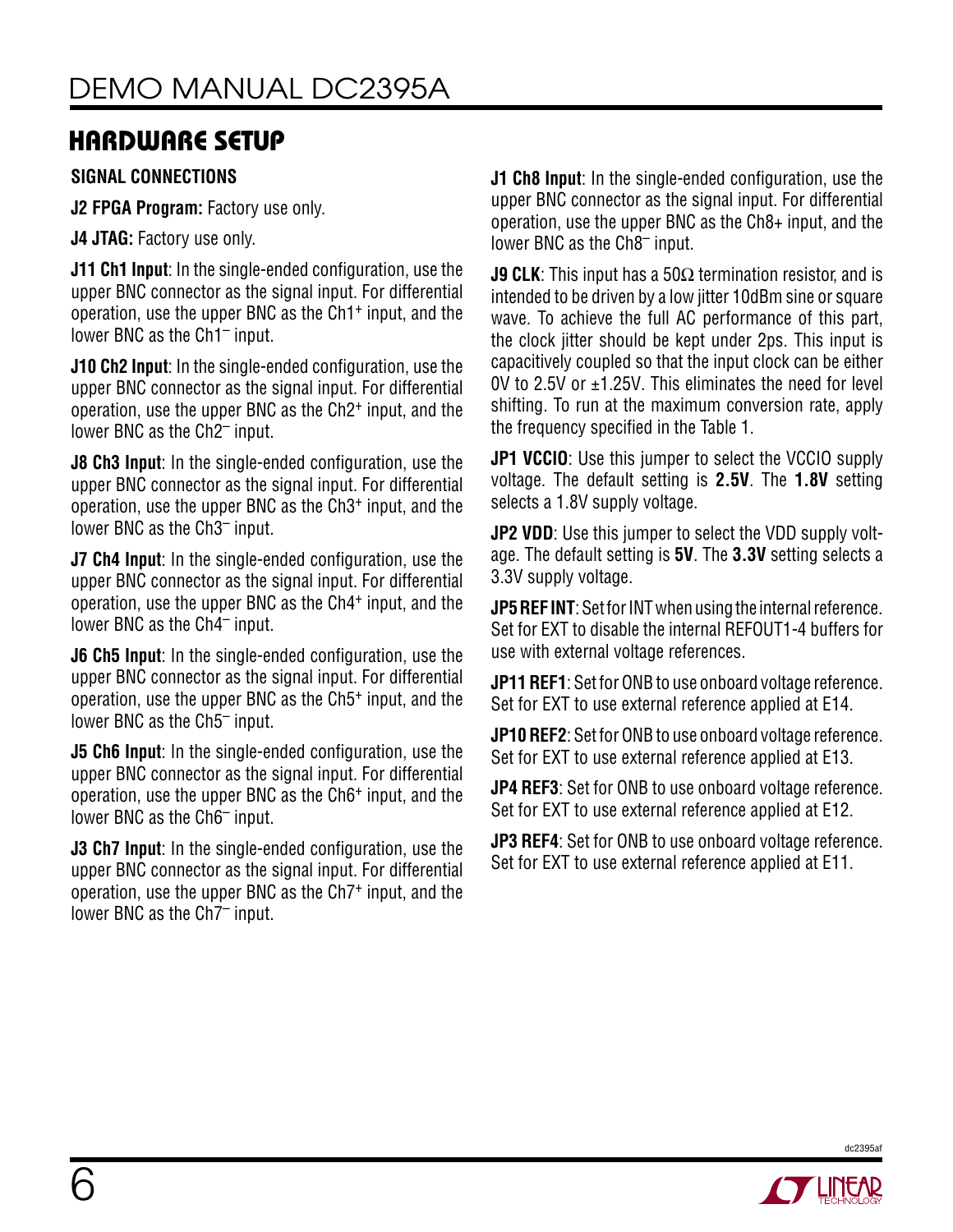## HARDWARE SETUP

### SIGNAL CONNECTIONS

**J2 FPGA Program:** Factory use only.

**J4 JTAG:** Factory use only.

**J11 Ch1 Input**: In the single-ended configuration, use the upper BNC connector as the signal input. For differential operation, use the upper BNC as the Ch1+ input, and the lower BNC as the Ch1– input.

**J10 Ch2 Input**: In the single-ended configuration, use the upper BNC connector as the signal input. For differential operation, use the upper BNC as the Ch2+ input, and the lower BNC as the Ch2– input.

**J8 Ch3 Input**: In the single-ended configuration, use the upper BNC connector as the signal input. For differential operation, use the upper BNC as the Ch3+ input, and the lower BNC as the Ch3– input.

**J7 Ch4 Input**: In the single-ended configuration, use the upper BNC connector as the signal input. For differential operation, use the upper BNC as the Ch4+ input, and the lower BNC as the Ch4– input.

**J6 Ch5 Input**: In the single-ended configuration, use the upper BNC connector as the signal input. For differential operation, use the upper BNC as the Ch5+ input, and the lower BNC as the Ch5– input.

**J5 Ch6 Input**: In the single-ended configuration, use the upper BNC connector as the signal input. For differential operation, use the upper BNC as the Ch6+ input, and the lower BNC as the Ch6– input.

**J3 Ch7 Input**: In the single-ended configuration, use the upper BNC connector as the signal input. For differential operation, use the upper BNC as the Ch7+ input, and the lower BNC as the Ch7– input.

**J1 Ch8 Input**: In the single-ended configuration, use the upper BNC connector as the signal input. For differential operation, use the upper BNC as the Ch8+ input, and the lower BNC as the Ch8– input.

**J9 CLK**: This input has a 50Ω termination resistor, and is intended to be driven by a low jitter 10dBm sine or square wave. To achieve the full AC performance of this part, the clock jitter should be kept under 2ps. This input is capacitively coupled so that the input clock can be either 0V to 2.5V or ±1.25V. This eliminates the need for level shifting. To run at the maximum conversion rate, apply the frequency specified in the Table 1.

**JP1 VCCIO**: Use this jumper to select the VCCIO supply voltage. The default setting is **2.5V**. The **1.8V** setting selects a 1.8V supply voltage.

**JP2 VDD**: Use this jumper to select the VDD supply voltage. The default setting is **5V**. The **3.3V** setting selects a 3.3V supply voltage.

**JP5 REF INT**: Set for INT when using the internal reference. Set for EXT to disable the internal REFOUT1-4 buffers for use with external voltage references.

**JP11 REF1**: Set for ONB to use onboard voltage reference. Set for EXT to use external reference applied at E14.

**JP10 REF2**: Set for ONB to use onboard voltage reference. Set for EXT to use external reference applied at E13.

**JP4 REF3**: Set for ONB to use onboard voltage reference. Set for EXT to use external reference applied at E12.

**JP3 REF4**: Set for ONB to use onboard voltage reference. Set for EXT to use external reference applied at E11.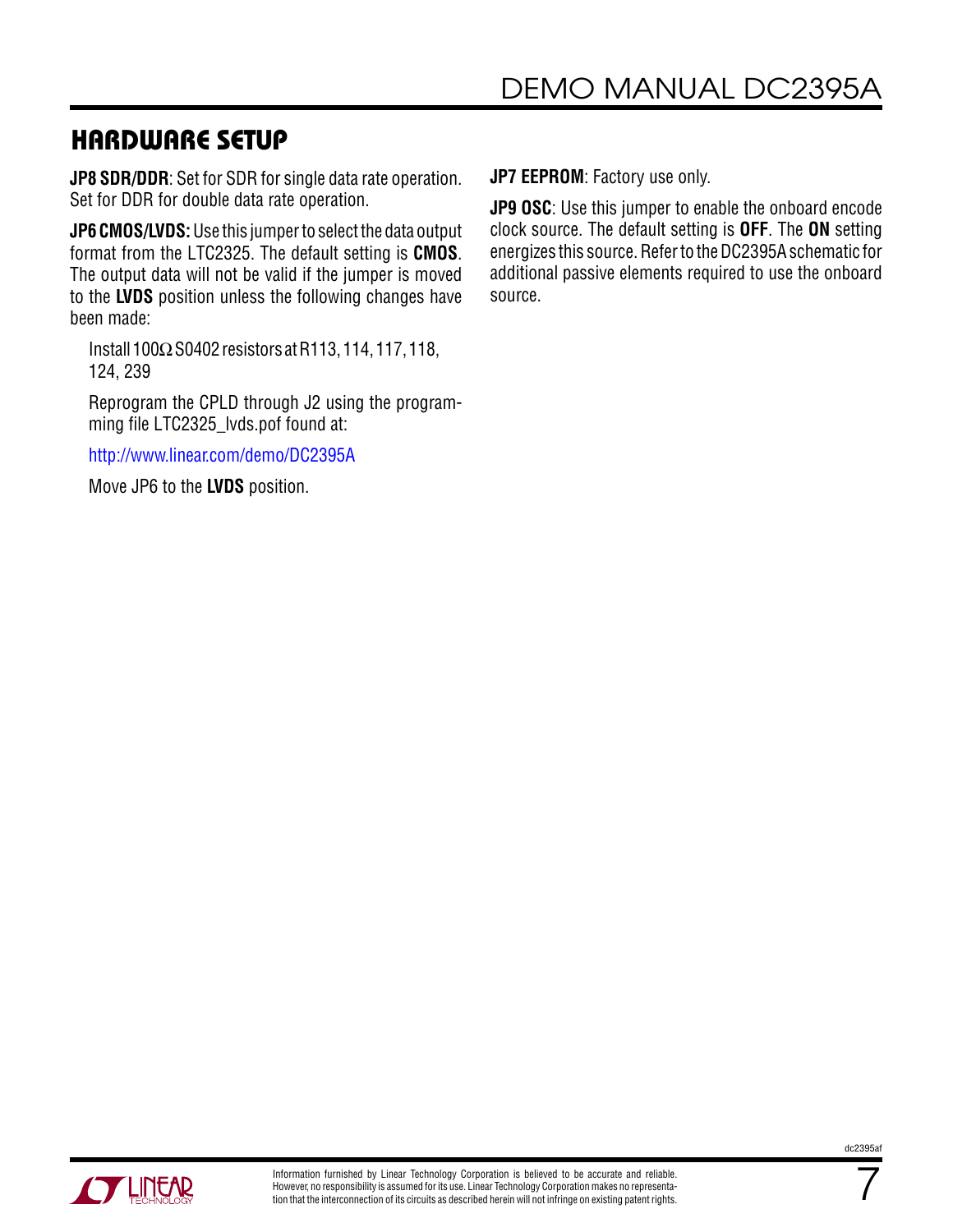## HARDWARE SETUP

**JP8 SDR/DDR**: Set for SDR for single data rate operation. Set for DDR for double data rate operation.

**JP6 CMOS/LVDS:** Use this jumper to select the data output format from the LTC2325. The default setting is **CMOS**. The output data will not be valid if the jumper is moved to the **LVDS** position unless the following changes have been made:

Install 100Ω S0402 resistors at R113, 114, 117, 118, 124, 239

Reprogram the CPLD through J2 using the programming file LTC2325_lvds.pof found at:

http://www.linear.com/demo/DC2395A

Move JP6 to the **LVDS** position.

**JP7 EEPROM**: Factory use only.

**JP9 OSC**: Use this jumper to enable the onboard encode clock source. The default setting is **OFF**. The **ON** setting energizes this source. Refer to the DC2395A schematic for additional passive elements required to use the onboard source.

Information furnished by Linear Technology Corporation is believed to be accurate and reliable. However, no responsibility is assumed for its use. Linear Technology Corporation makes no representation that the interconnection of its circuits as described herein will not infringe on existing patent rights.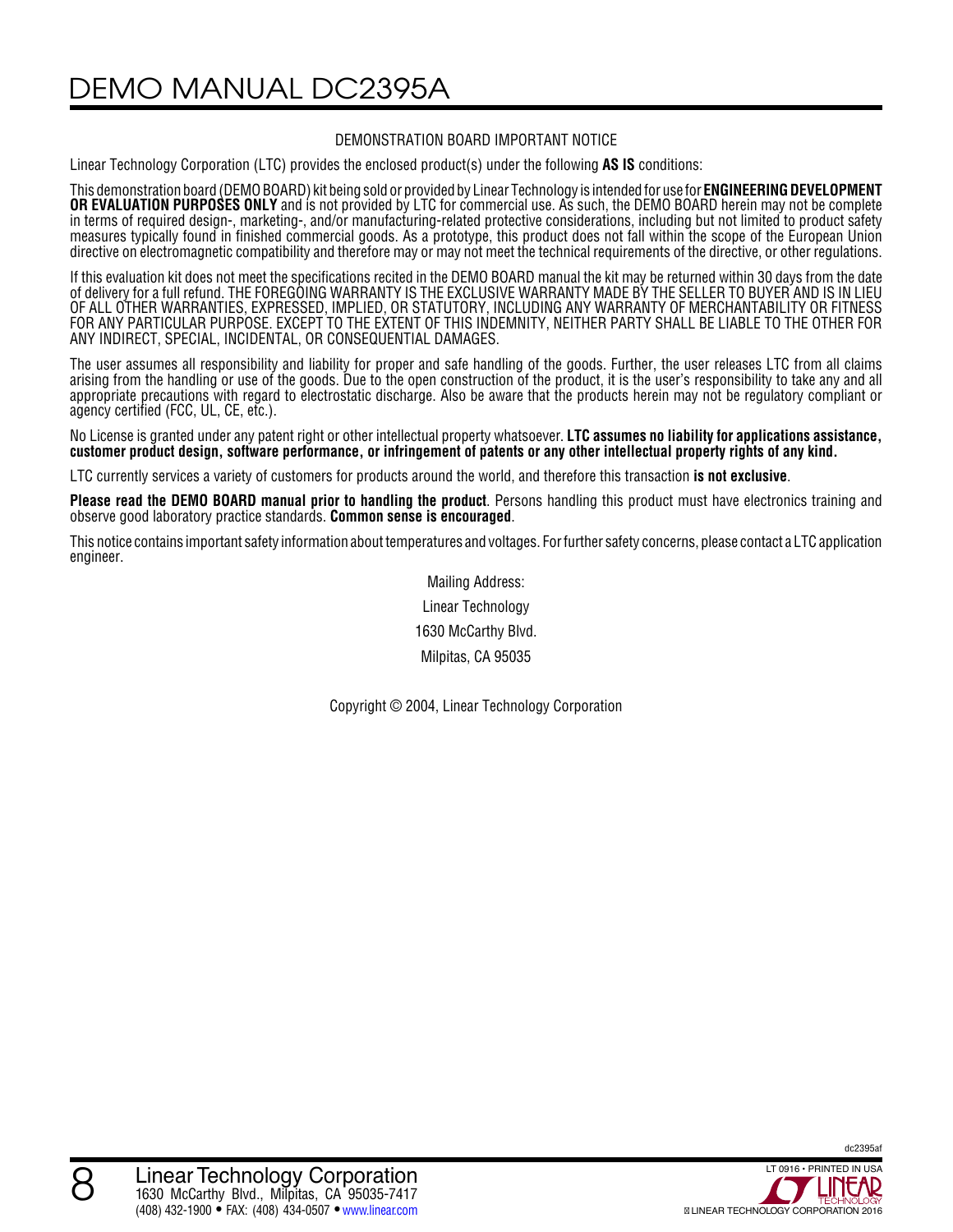## DEMONSTRATION BOARD IMPORTANT NOTICE

Linear Technology Corporation (LTC) provides the enclosed product(s) under the following **AS IS** conditions:

This demonstration board (DEMO BOARD) kit being sold or provided by Linear Technology is intended for use for **ENGINEERING DEVELOPMENT OR EVALUATION PURPOSES ONLY** and is not provided by LTC for commercial use. As such, the DEMO BOARD herein may not be complete in terms of required design-, marketing-, and/or manufacturing-related protective considerations, including but not limited to product safety measures typically found in finished commercial goods. As a prototype, this product does not fall within the scope of the European Union directive on electromagnetic compatibility and therefore may or may not meet the technical requirements of the directive, or other regulations.

If this evaluation kit does not meet the specifications recited in the DEMO BOARD manual the kit may be returned within 30 days from the date of delivery for a full refund. THE FOREGOING WARRANTY IS THE EXCLUSIVE WARRANTY MADE BY THE SELLER TO BUYER AND IS IN LIEU OF ALL OTHER WARRANTIES, EXPRESSED, IMPLIED, OR STATUTORY, INCLUDING ANY WARRANTY OF MERCHANTABILITY OR FITNESS FOR ANY PARTICULAR PURPOSE. EXCEPT TO THE EXTENT OF THIS INDEMNITY, NEITHER PARTY SHALL BE LIABLE TO THE OTHER FOR ANY INDIRECT, SPECIAL, INCIDENTAL, OR CONSEQUENTIAL DAMAGES.

The user assumes all responsibility and liability for proper and safe handling of the goods. Further, the user releases LTC from all claims arising from the handling or use of the goods. Due to the open construction of the product, it is the user's responsibility to take any and all appropriate precautions with regard to electrostatic discharge. Also be aware that the products herein may not be regulatory compliant or agency certified (FCC, UL, CE, etc.).

No License is granted under any patent right or other intellectual property whatsoever. **LTC assumes no liability for applications assistance, customer product design, software performance, or infringement of patents or any other intellectual property rights of any kind.**

LTC currently services a variety of customers for products around the world, and therefore this transaction **is not exclusive**.

**Please read the DEMO BOARD manual prior to handling the product**. Persons handling this product must have electronics training and observe good laboratory practice standards. **Common sense is encouraged**.

This notice contains important safety information about temperatures and voltages. For further safety concerns, please contact a LTC application engineer.

Mailing Address:

Linear Technology

1630 McCarthy Blvd.

Milpitas, CA 95035

Copyright © 2004, Linear Technology Corporation

Linear Technology Corporation
1630 McCarthy Blvd., Milpitas, CA 95035-7417
(408) 432-1900 • FAX: (408) 434-0507 • www.linear.com

LT 0916 • PRINTED IN USA

© LINEAR TECHNOLOGY CORPORATION 2016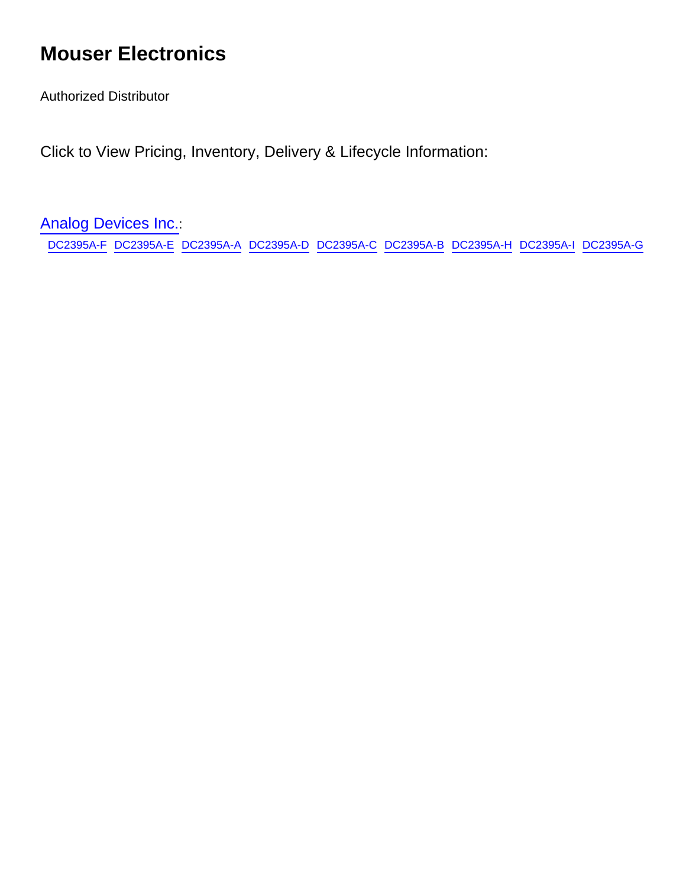# Mouser Electronics

Authorized Distributor

Click to View Pricing, Inventory, Delivery & Lifecycle Information:

Analog Devices Inc.:

DC2395A-F DC2395A-E DC2395A-A DC2395A-D DC2395A-C DC2395A-B DC2395A-H DC2395A-I DC2395A-G